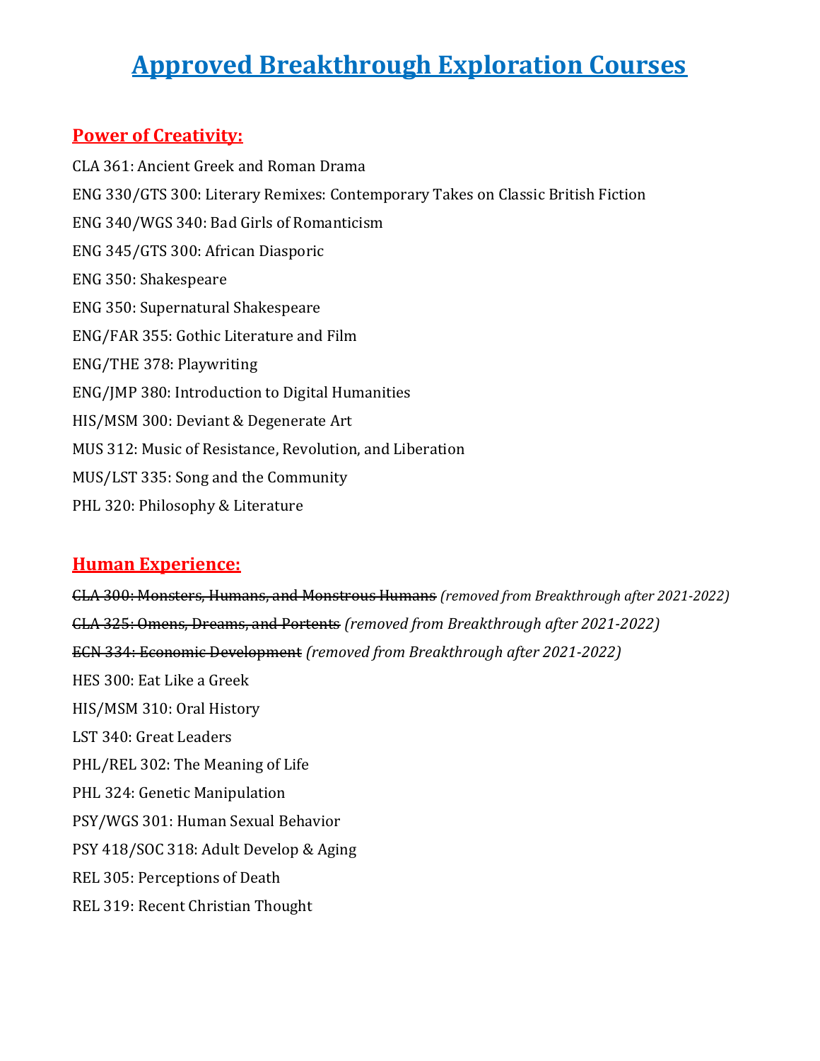# Approved Breakthrough Exploration Courses

## Power of Creativity:

CLA 361: Ancient Greek and Roman Drama

ENG 330/GTS 300: Literary Remixes: Contemporary Takes on Classic British Fiction

ENG 340/WGS 340: Bad Girls of Romanticism

ENG 345/GTS 300: African Diasporic

ENG 350: Shakespeare

ENG 350: Supernatural Shakespeare

ENG/FAR 355: Gothic Literature and Film

ENG/THE 378: Playwriting

ENG/JMP 380: Introduction to Digital Humanities

HIS/MSM 300: Deviant & Degenerate Art

MUS 312: Music of Resistance, Revolution, and Liberation

MUS/LST 335: Song and the Community

PHL 320: Philosophy & Literature

## Human Experience:

~~CLA 300: Monsters, Humans, and Monstrous Humans~~ *(removed from Breakthrough after 2021-2022)*

~~CLA 325: Omens, Dreams, and Portents~~ *(removed from Breakthrough after 2021-2022)*

~~ECN 334: Economic Development~~ *(removed from Breakthrough after 2021-2022)*

HES 300: Eat Like a Greek

HIS/MSM 310: Oral History

LST 340: Great Leaders

PHL/REL 302: The Meaning of Life

PHL 324: Genetic Manipulation

PSY/WGS 301: Human Sexual Behavior

PSY 418/SOC 318: Adult Develop & Aging

REL 305: Perceptions of Death

REL 319: Recent Christian Thought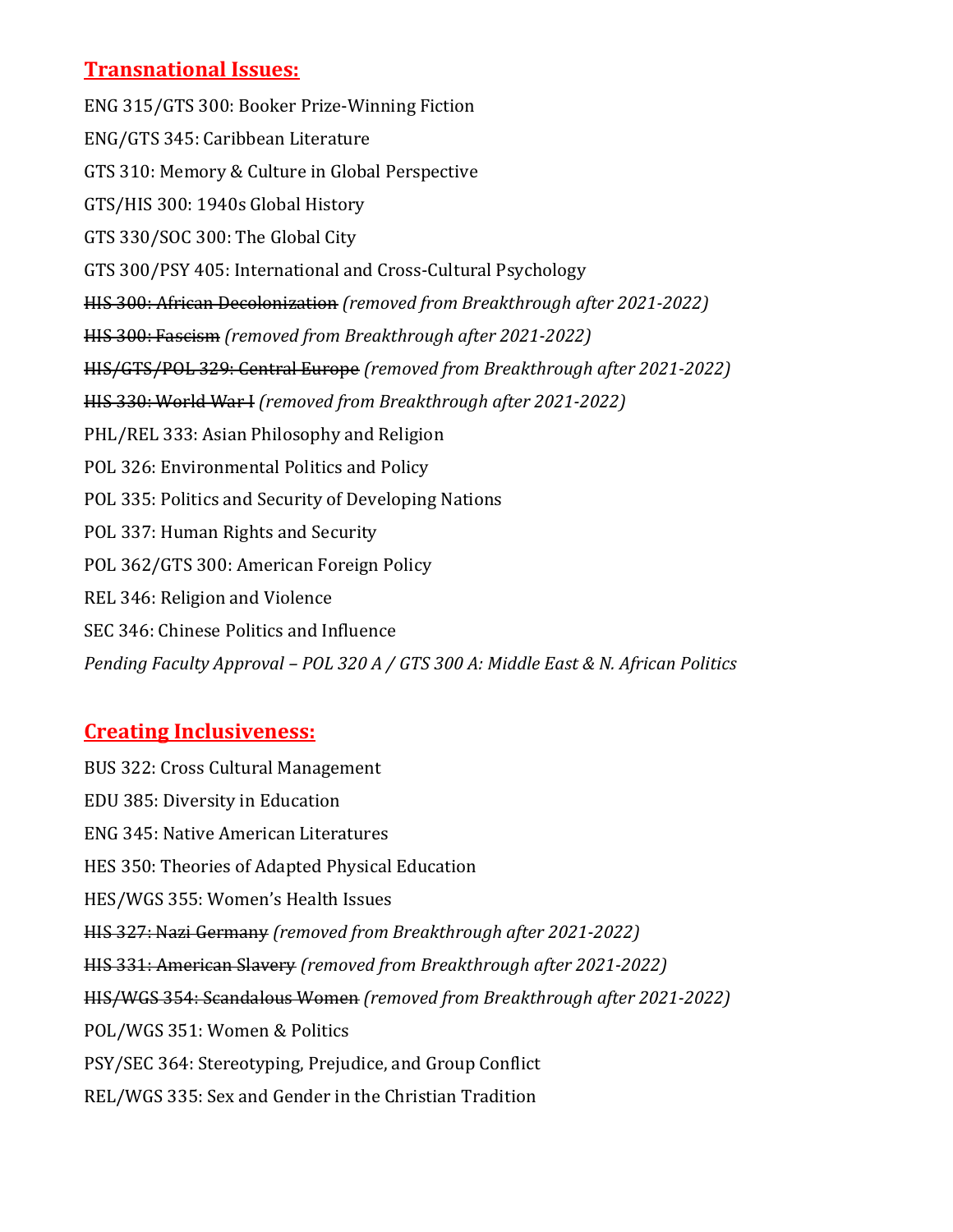## Transnational Issues:

ENG 315/GTS 300: Booker Prize-Winning Fiction

ENG/GTS 345: Caribbean Literature

GTS 310: Memory & Culture in Global Perspective

GTS/HIS 300: 1940s Global History

GTS 330/SOC 300: The Global City

GTS 300/PSY 405: International and Cross-Cultural Psychology

~~HIS 300: African Decolonization~~ *(removed from Breakthrough after 2021-2022)*

~~HIS 300: Fascism~~ *(removed from Breakthrough after 2021-2022)*

~~HIS/GTS/POL 329: Central Europe~~ *(removed from Breakthrough after 2021-2022)*

~~HIS 330: World War I~~ *(removed from Breakthrough after 2021-2022)*

PHL/REL 333: Asian Philosophy and Religion

POL 326: Environmental Politics and Policy

POL 335: Politics and Security of Developing Nations

POL 337: Human Rights and Security

POL 362/GTS 300: American Foreign Policy

REL 346: Religion and Violence

SEC 346: Chinese Politics and Influence

*Pending Faculty Approval – POL 320 A / GTS 300 A: Middle East & N. African Politics*

## Creating Inclusiveness:

BUS 322: Cross Cultural Management

EDU 385: Diversity in Education

ENG 345: Native American Literatures

HES 350: Theories of Adapted Physical Education

HES/WGS 355: Women's Health Issues

~~HIS 327: Nazi Germany~~ *(removed from Breakthrough after 2021-2022)*

~~HIS 331: American Slavery~~ *(removed from Breakthrough after 2021-2022)*

~~HIS/WGS 354: Scandalous Women~~ *(removed from Breakthrough after 2021-2022)*

POL/WGS 351: Women & Politics

PSY/SEC 364: Stereotyping, Prejudice, and Group Conflict

REL/WGS 335: Sex and Gender in the Christian Tradition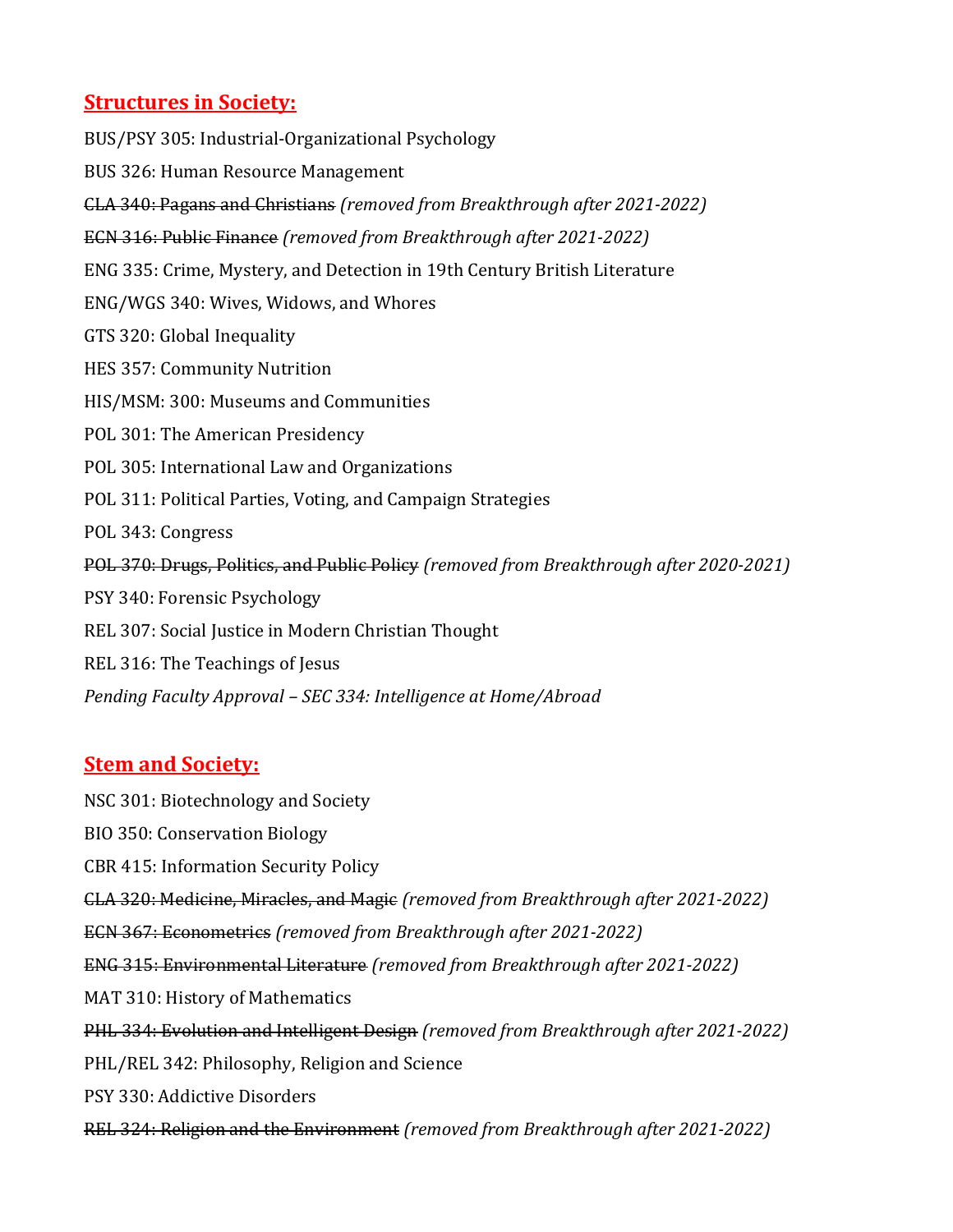## Structures in Society:

BUS/PSY 305: Industrial-Organizational Psychology

BUS 326: Human Resource Management

~~CLA 340: Pagans and Christians~~ *(removed from Breakthrough after 2021-2022)*

~~ECN 316: Public Finance~~ *(removed from Breakthrough after 2021-2022)*

ENG 335: Crime, Mystery, and Detection in 19th Century British Literature

ENG/WGS 340: Wives, Widows, and Whores

GTS 320: Global Inequality

HES 357: Community Nutrition

HIS/MSM: 300: Museums and Communities

POL 301: The American Presidency

POL 305: International Law and Organizations

POL 311: Political Parties, Voting, and Campaign Strategies

POL 343: Congress

~~POL 370: Drugs, Politics, and Public Policy~~ *(removed from Breakthrough after 2020-2021)*

PSY 340: Forensic Psychology

REL 307: Social Justice in Modern Christian Thought

REL 316: The Teachings of Jesus

*Pending Faculty Approval – SEC 334: Intelligence at Home/Abroad*

## Stem and Society:

NSC 301: Biotechnology and Society

BIO 350: Conservation Biology

CBR 415: Information Security Policy

~~CLA 320: Medicine, Miracles, and Magic~~ *(removed from Breakthrough after 2021-2022)*

~~ECN 367: Econometrics~~ *(removed from Breakthrough after 2021-2022)*

~~ENG 315: Environmental Literature~~ *(removed from Breakthrough after 2021-2022)*

MAT 310: History of Mathematics

~~PHL 334: Evolution and Intelligent Design~~ *(removed from Breakthrough after 2021-2022)*

PHL/REL 342: Philosophy, Religion and Science

PSY 330: Addictive Disorders

~~REL 324: Religion and the Environment~~ *(removed from Breakthrough after 2021-2022)*